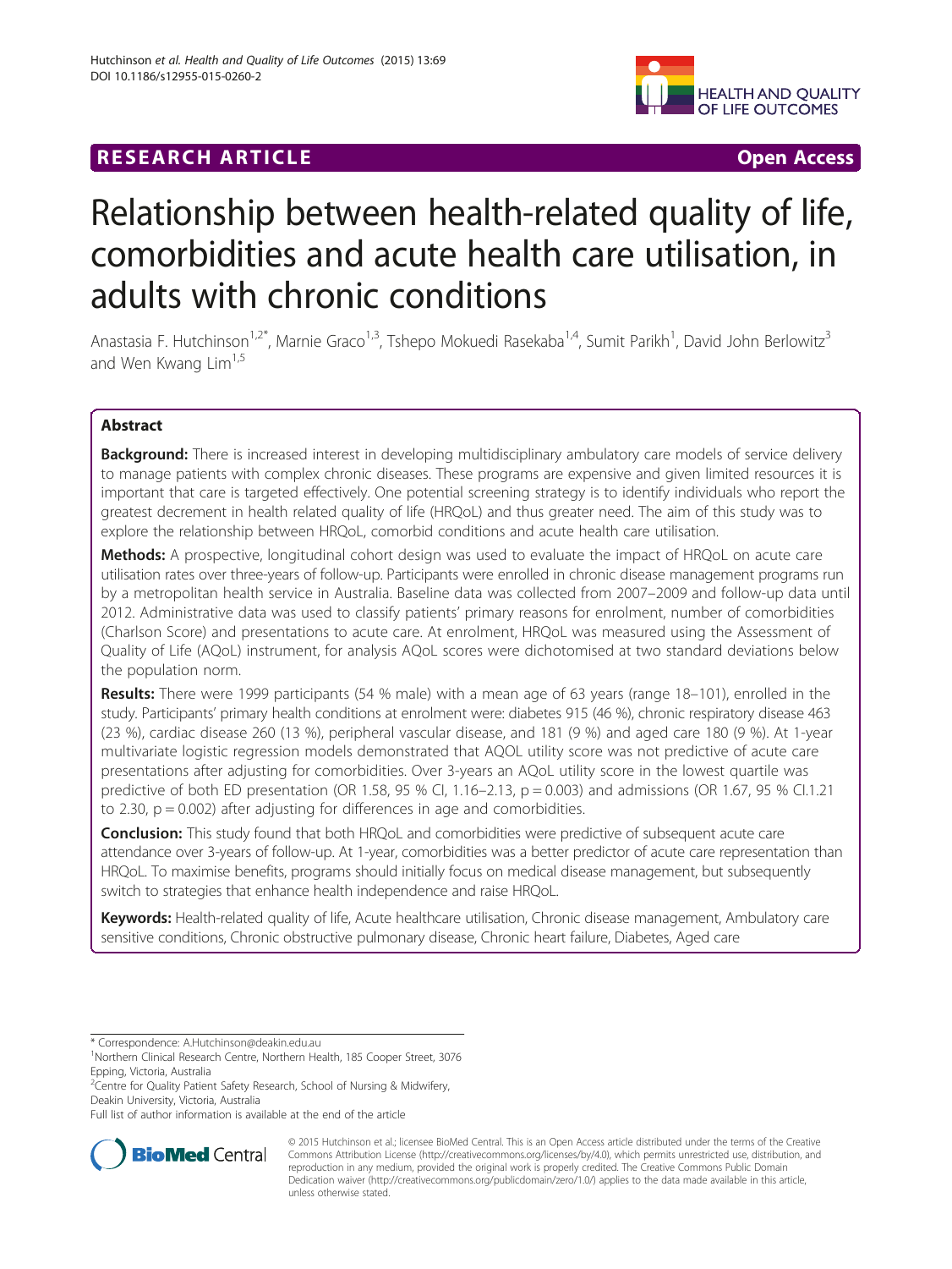RESEARCH ARTICLE

Open Access

# Relationship between health-related quality of life, comorbidities and acute health care utilisation, in adults with chronic conditions

Anastasia F. Hutchinson[1,2*], Marnie Graco[1,3], Tshepo Mokuedi Rasekaba[1,4], Sumit Parikh[1], David John Berlowitz[3] and Wen Kwang Lim[1,5]

## Abstract

**Background:** There is increased interest in developing multidisciplinary ambulatory care models of service delivery to manage patients with complex chronic diseases. These programs are expensive and given limited resources it is important that care is targeted effectively. One potential screening strategy is to identify individuals who report the greatest decrement in health related quality of life (HRQoL) and thus greater need. The aim of this study was to explore the relationship between HRQoL, comorbid conditions and acute health care utilisation.

**Methods:** A prospective, longitudinal cohort design was used to evaluate the impact of HRQoL on acute care utilisation rates over three-years of follow-up. Participants were enrolled in chronic disease management programs run by a metropolitan health service in Australia. Baseline data was collected from 2007–2009 and follow-up data until 2012. Administrative data was used to classify patients' primary reasons for enrolment, number of comorbidities (Charlson Score) and presentations to acute care. At enrolment, HRQoL was measured using the Assessment of Quality of Life (AQoL) instrument, for analysis AQoL scores were dichotomised at two standard deviations below the population norm.

**Results:** There were 1999 participants (54 % male) with a mean age of 63 years (range 18–101), enrolled in the study. Participants' primary health conditions at enrolment were: diabetes 915 (46 %), chronic respiratory disease 463 (23 %), cardiac disease 260 (13 %), peripheral vascular disease, and 181 (9 %) and aged care 180 (9 %). At 1-year multivariate logistic regression models demonstrated that AQOL utility score was not predictive of acute care presentations after adjusting for comorbidities. Over 3-years an AQoL utility score in the lowest quartile was predictive of both ED presentation (OR 1.58, 95 % CI, 1.16–2.13, p = 0.003) and admissions (OR 1.67, 95 % CI.1.21 to 2.30, p = 0.002) after adjusting for differences in age and comorbidities.

**Conclusion:** This study found that both HRQoL and comorbidities were predictive of subsequent acute care attendance over 3-years of follow-up. At 1-year, comorbidities was a better predictor of acute care representation than HRQoL. To maximise benefits, programs should initially focus on medical disease management, but subsequently switch to strategies that enhance health independence and raise HRQoL.

**Keywords:** Health-related quality of life, Acute healthcare utilisation, Chronic disease management, Ambulatory care sensitive conditions, Chronic obstructive pulmonary disease, Chronic heart failure, Diabetes, Aged care

\* Correspondence: A.Hutchinson@deakin.edu.au
[1]Northern Clinical Research Centre, Northern Health, 185 Cooper Street, 3076 Epping, Victoria, Australia
[2]Centre for Quality Patient Safety Research, School of Nursing & Midwifery, Deakin University, Victoria, Australia
Full list of author information is available at the end of the article

© 2015 Hutchinson et al.; licensee BioMed Central. This is an Open Access article distributed under the terms of the Creative Commons Attribution License (http://creativecommons.org/licenses/by/4.0), which permits unrestricted use, distribution, and reproduction in any medium, provided the original work is properly credited. The Creative Commons Public Domain Dedication waiver (http://creativecommons.org/publicdomain/zero/1.0/) applies to the data made available in this article, unless otherwise stated.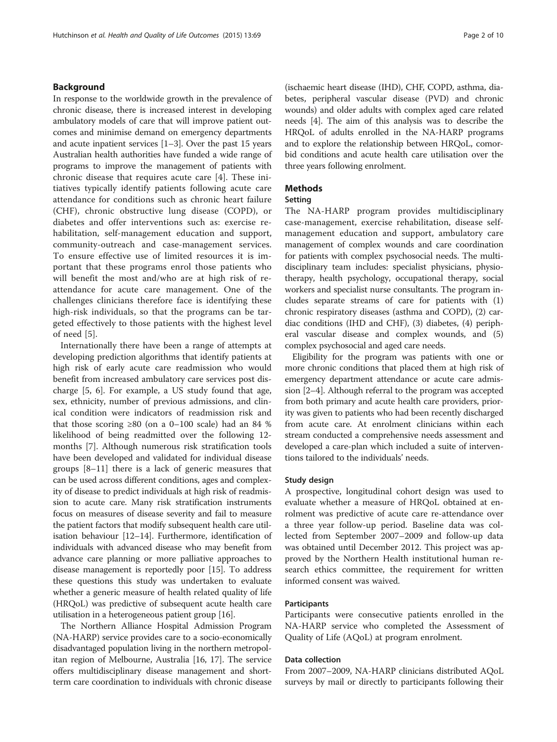## Background

In response to the worldwide growth in the prevalence of chronic disease, there is increased interest in developing ambulatory models of care that will improve patient outcomes and minimise demand on emergency departments and acute inpatient services [1–3]. Over the past 15 years Australian health authorities have funded a wide range of programs to improve the management of patients with chronic disease that requires acute care [4]. These initiatives typically identify patients following acute care attendance for conditions such as chronic heart failure (CHF), chronic obstructive lung disease (COPD), or diabetes and offer interventions such as: exercise rehabilitation, self-management education and support, community-outreach and case-management services. To ensure effective use of limited resources it is important that these programs enrol those patients who will benefit the most and/who are at high risk of re-attendance for acute care management. One of the challenges clinicians therefore face is identifying these high-risk individuals, so that the programs can be targeted effectively to those patients with the highest level of need [5].

Internationally there have been a range of attempts at developing prediction algorithms that identify patients at high risk of early acute care readmission who would benefit from increased ambulatory care services post discharge [5, 6]. For example, a US study found that age, sex, ethnicity, number of previous admissions, and clinical condition were indicators of readmission risk and that those scoring ≥80 (on a 0–100 scale) had an 84 % likelihood of being readmitted over the following 12-months [7]. Although numerous risk stratification tools have been developed and validated for individual disease groups [8–11] there is a lack of generic measures that can be used across different conditions, ages and complexity of disease to predict individuals at high risk of readmission to acute care. Many risk stratification instruments focus on measures of disease severity and fail to measure the patient factors that modify subsequent health care utilisation behaviour [12–14]. Furthermore, identification of individuals with advanced disease who may benefit from advance care planning or more palliative approaches to disease management is reportedly poor [15]. To address these questions this study was undertaken to evaluate whether a generic measure of health related quality of life (HRQoL) was predictive of subsequent acute health care utilisation in a heterogeneous patient group [16].

The Northern Alliance Hospital Admission Program (NA-HARP) service provides care to a socio-economically disadvantaged population living in the northern metropolitan region of Melbourne, Australia [16, 17]. The service offers multidisciplinary disease management and short-term care coordination to individuals with chronic disease (ischaemic heart disease (IHD), CHF, COPD, asthma, diabetes, peripheral vascular disease (PVD) and chronic wounds) and older adults with complex aged care related needs [4]. The aim of this analysis was to describe the HRQoL of adults enrolled in the NA-HARP programs and to explore the relationship between HRQoL, comorbid conditions and acute health care utilisation over the three years following enrolment.

## Methods

### Setting

The NA-HARP program provides multidisciplinary case-management, exercise rehabilitation, disease self-management education and support, ambulatory care management of complex wounds and care coordination for patients with complex psychosocial needs. The multidisciplinary team includes: specialist physicians, physiotherapy, health psychology, occupational therapy, social workers and specialist nurse consultants. The program includes separate streams of care for patients with (1) chronic respiratory diseases (asthma and COPD), (2) cardiac conditions (IHD and CHF), (3) diabetes, (4) peripheral vascular disease and complex wounds, and (5) complex psychosocial and aged care needs.

Eligibility for the program was patients with one or more chronic conditions that placed them at high risk of emergency department attendance or acute care admission [2–4]. Although referral to the program was accepted from both primary and acute health care providers, priority was given to patients who had been recently discharged from acute care. At enrolment clinicians within each stream conducted a comprehensive needs assessment and developed a care-plan which included a suite of interventions tailored to the individuals' needs.

### Study design

A prospective, longitudinal cohort design was used to evaluate whether a measure of HRQoL obtained at enrolment was predictive of acute care re-attendance over a three year follow-up period. Baseline data was collected from September 2007–2009 and follow-up data was obtained until December 2012. This project was approved by the Northern Health institutional human research ethics committee, the requirement for written informed consent was waived.

### Participants

Participants were consecutive patients enrolled in the NA-HARP service who completed the Assessment of Quality of Life (AQoL) at program enrolment.

### Data collection

From 2007–2009, NA-HARP clinicians distributed AQoL surveys by mail or directly to participants following their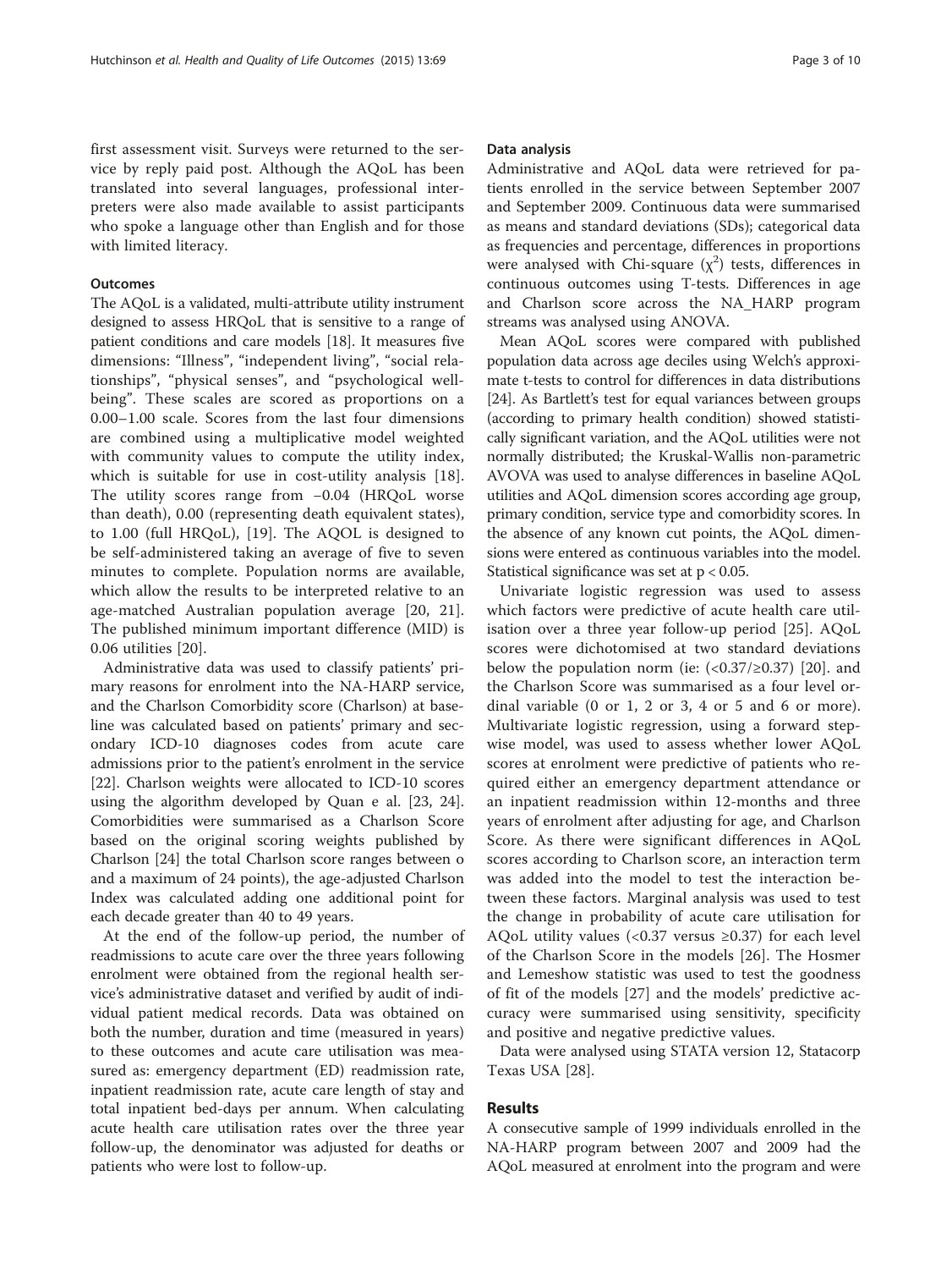first assessment visit. Surveys were returned to the service by reply paid post. Although the AQoL has been translated into several languages, professional interpreters were also made available to assist participants who spoke a language other than English and for those with limited literacy.

### Outcomes

The AQoL is a validated, multi-attribute utility instrument designed to assess HRQoL that is sensitive to a range of patient conditions and care models [18]. It measures five dimensions: "Illness", "independent living", "social relationships", "physical senses", and "psychological wellbeing". These scales are scored as proportions on a 0.00–1.00 scale. Scores from the last four dimensions are combined using a multiplicative model weighted with community values to compute the utility index, which is suitable for use in cost-utility analysis [18]. The utility scores range from −0.04 (HRQoL worse than death), 0.00 (representing death equivalent states), to 1.00 (full HRQoL), [19]. The AQOL is designed to be self-administered taking an average of five to seven minutes to complete. Population norms are available, which allow the results to be interpreted relative to an age-matched Australian population average [20, 21]. The published minimum important difference (MID) is 0.06 utilities [20].

Administrative data was used to classify patients' primary reasons for enrolment into the NA-HARP service, and the Charlson Comorbidity score (Charlson) at baseline was calculated based on patients' primary and secondary ICD-10 diagnoses codes from acute care admissions prior to the patient's enrolment in the service [22]. Charlson weights were allocated to ICD-10 scores using the algorithm developed by Quan e al. [23, 24]. Comorbidities were summarised as a Charlson Score based on the original scoring weights published by Charlson [24] the total Charlson score ranges between o and a maximum of 24 points), the age-adjusted Charlson Index was calculated adding one additional point for each decade greater than 40 to 49 years.

At the end of the follow-up period, the number of readmissions to acute care over the three years following enrolment were obtained from the regional health service's administrative dataset and verified by audit of individual patient medical records. Data was obtained on both the number, duration and time (measured in years) to these outcomes and acute care utilisation was measured as: emergency department (ED) readmission rate, inpatient readmission rate, acute care length of stay and total inpatient bed-days per annum. When calculating acute health care utilisation rates over the three year follow-up, the denominator was adjusted for deaths or patients who were lost to follow-up.

### Data analysis

Administrative and AQoL data were retrieved for patients enrolled in the service between September 2007 and September 2009. Continuous data were summarised as means and standard deviations (SDs); categorical data as frequencies and percentage, differences in proportions were analysed with Chi-square ($\chi^2$) tests, differences in continuous outcomes using T-tests. Differences in age and Charlson score across the NA_HARP program streams was analysed using ANOVA.

Mean AQoL scores were compared with published population data across age deciles using Welch's approximate t-tests to control for differences in data distributions [24]. As Bartlett's test for equal variances between groups (according to primary health condition) showed statistically significant variation, and the AQoL utilities were not normally distributed; the Kruskal-Wallis non-parametric AVOVA was used to analyse differences in baseline AQoL utilities and AQoL dimension scores according age group, primary condition, service type and comorbidity scores. In the absence of any known cut points, the AQoL dimensions were entered as continuous variables into the model. Statistical significance was set at $p < 0.05$.

Univariate logistic regression was used to assess which factors were predictive of acute health care utilisation over a three year follow-up period [25]. AQoL scores were dichotomised at two standard deviations below the population norm (ie: ($<0.37/\geq0.37$) [20]. and the Charlson Score was summarised as a four level ordinal variable (0 or 1, 2 or 3, 4 or 5 and 6 or more). Multivariate logistic regression, using a forward stepwise model, was used to assess whether lower AQoL scores at enrolment were predictive of patients who required either an emergency department attendance or an inpatient readmission within 12-months and three years of enrolment after adjusting for age, and Charlson Score. As there were significant differences in AQoL scores according to Charlson score, an interaction term was added into the model to test the interaction between these factors. Marginal analysis was used to test the change in probability of acute care utilisation for AQoL utility values ($<0.37$ versus $\geq0.37$) for each level of the Charlson Score in the models [26]. The Hosmer and Lemeshow statistic was used to test the goodness of fit of the models [27] and the models' predictive accuracy were summarised using sensitivity, specificity and positive and negative predictive values.

Data were analysed using STATA version 12, Statacorp Texas USA [28].

## Results

A consecutive sample of 1999 individuals enrolled in the NA-HARP program between 2007 and 2009 had the AQoL measured at enrolment into the program and were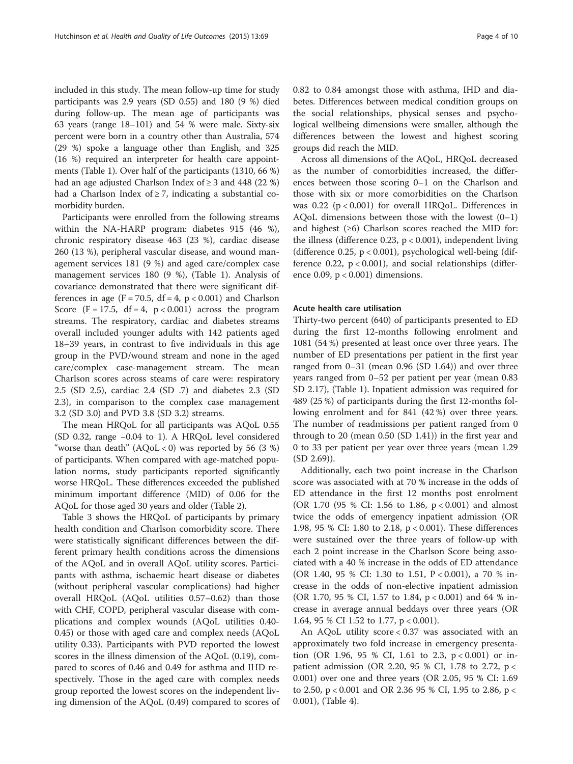included in this study. The mean follow-up time for study participants was 2.9 years (SD 0.55) and 180 (9 %) died during follow-up. The mean age of participants was 63 years (range 18–101) and 54 % were male. Sixty-six percent were born in a country other than Australia, 574 (29 %) spoke a language other than English, and 325 (16 %) required an interpreter for health care appointments (Table 1). Over half of the participants (1310, 66 %) had an age adjusted Charlson Index of ≥ 3 and 448 (22 %) had a Charlson Index of ≥ 7, indicating a substantial comorbidity burden.

Participants were enrolled from the following streams within the NA-HARP program: diabetes 915 (46 %), chronic respiratory disease 463 (23 %), cardiac disease 260 (13 %), peripheral vascular disease, and wound management services 181 (9 %) and aged care/complex case management services 180 (9 %), (Table 1). Analysis of covariance demonstrated that there were significant differences in age ($F = 70.5$, $df = 4$, $p < 0.001$) and Charlson Score ($F = 17.5$, $df = 4$, $p < 0.001$) across the program streams. The respiratory, cardiac and diabetes streams overall included younger adults with 142 patients aged 18–39 years, in contrast to five individuals in this age group in the PVD/wound stream and none in the aged care/complex case-management stream. The mean Charlson scores across steams of care were: respiratory 2.5 (SD 2.5), cardiac 2.4 (SD .7) and diabetes 2.3 (SD 2.3), in comparison to the complex case management 3.2 (SD 3.0) and PVD 3.8 (SD 3.2) streams.

The mean HRQoL for all participants was AQoL 0.55 (SD 0.32, range −0.04 to 1). A HRQoL level considered "worse than death" (AQoL < 0) was reported by 56 (3 %) of participants. When compared with age-matched population norms, study participants reported significantly worse HRQoL. These differences exceeded the published minimum important difference (MID) of 0.06 for the AQoL for those aged 30 years and older (Table 2).

Table 3 shows the HRQoL of participants by primary health condition and Charlson comorbidity score. There were statistically significant differences between the different primary health conditions across the dimensions of the AQoL and in overall AQoL utility scores. Participants with asthma, ischaemic heart disease or diabetes (without peripheral vascular complications) had higher overall HRQoL (AQoL utilities 0.57–0.62) than those with CHF, COPD, peripheral vascular disease with complications and complex wounds (AQoL utilities 0.40-0.45) or those with aged care and complex needs (AQoL utility 0.33). Participants with PVD reported the lowest scores in the illness dimension of the AQoL (0.19), compared to scores of 0.46 and 0.49 for asthma and IHD respectively. Those in the aged care with complex needs group reported the lowest scores on the independent living dimension of the AQoL (0.49) compared to scores of 0.82 to 0.84 amongst those with asthma, IHD and diabetes. Differences between medical condition groups on the social relationships, physical senses and psychological wellbeing dimensions were smaller, although the differences between the lowest and highest scoring groups did reach the MID.

Across all dimensions of the AQoL, HRQoL decreased as the number of comorbidities increased, the differences between those scoring 0–1 on the Charlson and those with six or more comorbidities on the Charlson was 0.22 ($p < 0.001$) for overall HRQoL. Differences in AQoL dimensions between those with the lowest (0–1) and highest (≥6) Charlson scores reached the MID for: the illness (difference 0.23, $p < 0.001$), independent living (difference 0.25, $p < 0.001$), psychological well-being (difference 0.22, $p < 0.001$), and social relationships (difference 0.09, $p < 0.001$) dimensions.

### Acute health care utilisation

Thirty-two percent (640) of participants presented to ED during the first 12-months following enrolment and 1081 (54 %) presented at least once over three years. The number of ED presentations per patient in the first year ranged from 0–31 (mean 0.96 (SD 1.64)) and over three years ranged from 0–52 per patient per year (mean 0.83 SD 2.17), (Table 1). Inpatient admission was required for 489 (25 %) of participants during the first 12-months following enrolment and for 841 (42 %) over three years. The number of readmissions per patient ranged from 0 through to 20 (mean 0.50 (SD 1.41)) in the first year and 0 to 33 per patient per year over three years (mean 1.29 (SD 2.69)).

Additionally, each two point increase in the Charlson score was associated with at 70 % increase in the odds of ED attendance in the first 12 months post enrolment (OR 1.70 (95 % CI: 1.56 to 1.86, $p < 0.001$) and almost twice the odds of emergency inpatient admission (OR 1.98, 95 % CI: 1.80 to 2.18, $p < 0.001$). These differences were sustained over the three years of follow-up with each 2 point increase in the Charlson Score being associated with a 40 % increase in the odds of ED attendance (OR 1.40, 95 % CI: 1.30 to 1.51, $P < 0.001$), a 70 % increase in the odds of non-elective inpatient admission (OR 1.70, 95 % CI, 1.57 to 1.84, $p < 0.001$) and 64 % increase in average annual beddays over three years (OR 1.64, 95 % CI 1.52 to 1.77, $p < 0.001$).

An AQoL utility score < 0.37 was associated with an approximately two fold increase in emergency presentation (OR 1.96, 95 % CI, 1.61 to 2.3, $p < 0.001$) or inpatient admission (OR 2.20, 95 % CI, 1.78 to 2.72, $p < 0.001$) over one and three years (OR 2.05, 95 % CI: 1.69 to 2.50, $p < 0.001$ and OR 2.36 95 % CI, 1.95 to 2.86, $p < 0.001$), (Table 4).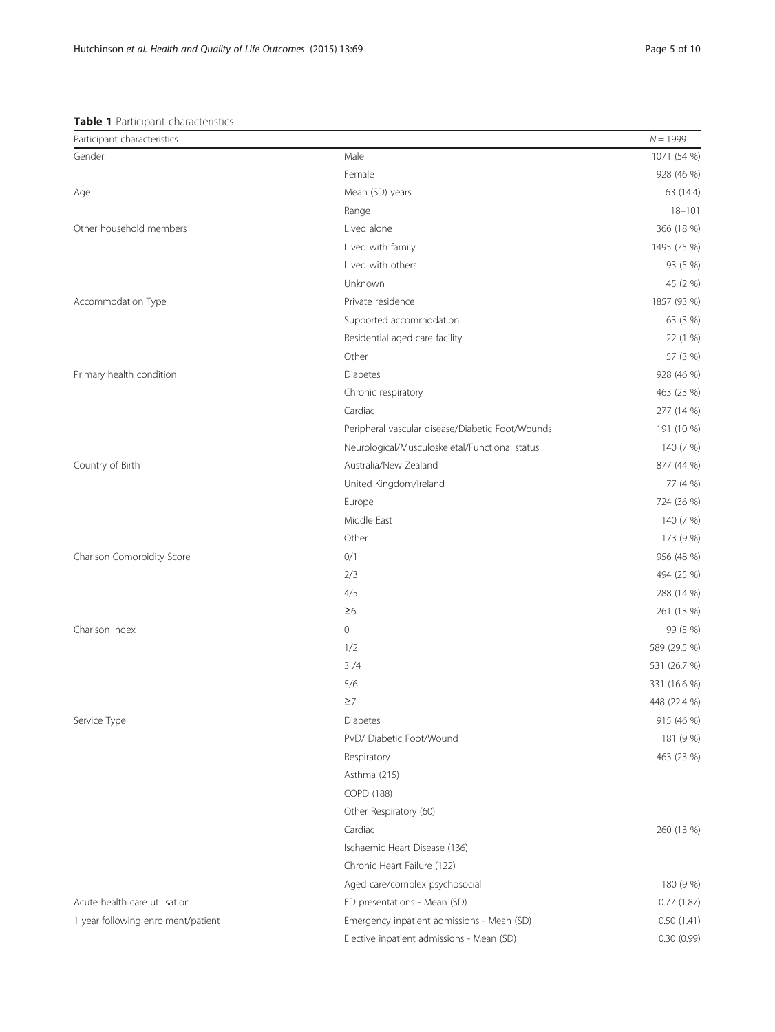**Table 1** Participant characteristics

| Participant characteristics | | N = 1999 |
|---|---|---|
| Gender | Male | 1071 (54 %) |
| | Female | 928 (46 %) |
| Age | Mean (SD) years | 63 (14.4) |
| | Range | 18–101 |
| Other household members | Lived alone | 366 (18 %) |
| | Lived with family | 1495 (75 %) |
| | Lived with others | 93 (5 %) |
| | Unknown | 45 (2 %) |
| Accommodation Type | Private residence | 1857 (93 %) |
| | Supported accommodation | 63 (3 %) |
| | Residential aged care facility | 22 (1 %) |
| | Other | 57 (3 %) |
| Primary health condition | Diabetes | 928 (46 %) |
| | Chronic respiratory | 463 (23 %) |
| | Cardiac | 277 (14 %) |
| | Peripheral vascular disease/Diabetic Foot/Wounds | 191 (10 %) |
| | Neurological/Musculoskeletal/Functional status | 140 (7 %) |
| Country of Birth | Australia/New Zealand | 877 (44 %) |
| | United Kingdom/Ireland | 77 (4 %) |
| | Europe | 724 (36 %) |
| | Middle East | 140 (7 %) |
| | Other | 173 (9 %) |
| Charlson Comorbidity Score | 0/1 | 956 (48 %) |
| | 2/3 | 494 (25 %) |
| | 4/5 | 288 (14 %) |
| | ≥6 | 261 (13 %) |
| Charlson Index | 0 | 99 (5 %) |
| | 1/2 | 589 (29.5 %) |
| | 3 /4 | 531 (26.7 %) |
| | 5/6 | 331 (16.6 %) |
| | ≥7 | 448 (22.4 %) |
| Service Type | Diabetes | 915 (46 %) |
| | PVD/ Diabetic Foot/Wound | 181 (9 %) |
| | Respiratory | 463 (23 %) |
| | Asthma (215) | |
| | COPD (188) | |
| | Other Respiratory (60) | |
| | Cardiac | 260 (13 %) |
| | Ischaemic Heart Disease (136) | |
| | Chronic Heart Failure (122) | |
| | Aged care/complex psychosocial | 180 (9 %) |
| Acute health care utilisation | ED presentations - Mean (SD) | 0.77 (1.87) |
| 1 year following enrolment/patient | Emergency inpatient admissions - Mean (SD) | 0.50 (1.41) |
| | Elective inpatient admissions - Mean (SD) | 0.30 (0.99) |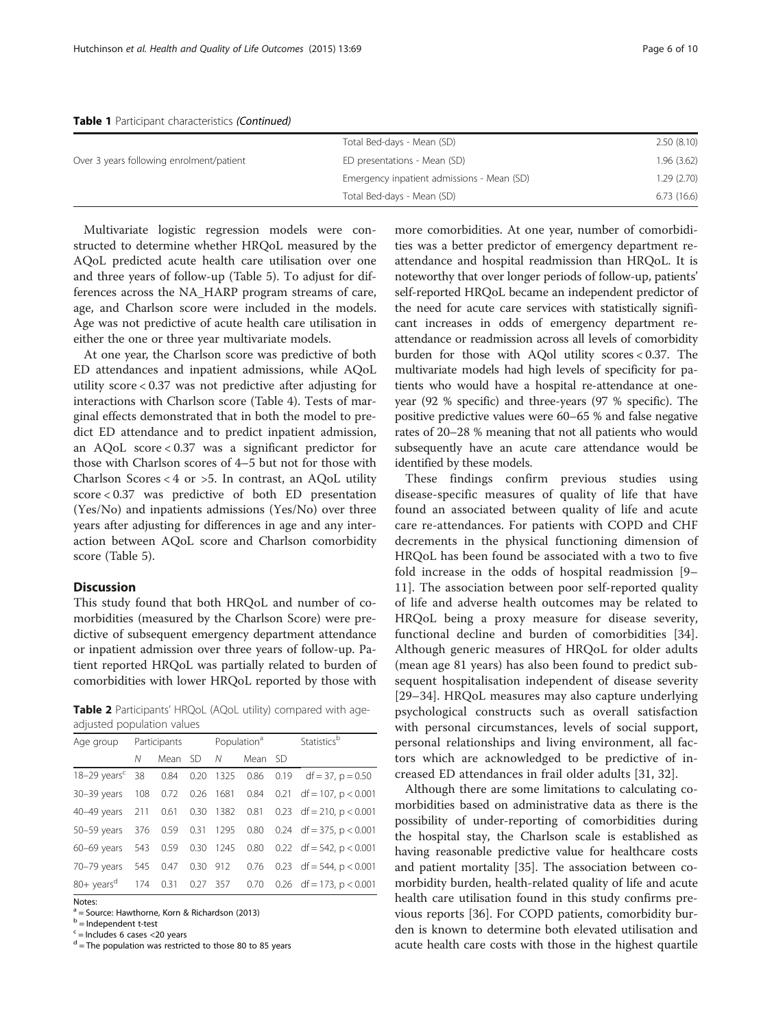**Table 1** Participant characteristics *(Continued)*

| | | |
|---|---|---|
| | Total Bed-days - Mean (SD) | 2.50 (8.10) |
| Over 3 years following enrolment/patient | ED presentations - Mean (SD) | 1.96 (3.62) |
| | Emergency inpatient admissions - Mean (SD) | 1.29 (2.70) |
| | Total Bed-days - Mean (SD) | 6.73 (16.6) |

Multivariate logistic regression models were constructed to determine whether HRQoL measured by the AQoL predicted acute health care utilisation over one and three years of follow-up (Table 5). To adjust for differences across the NA_HARP program streams of care, age, and Charlson score were included in the models. Age was not predictive of acute health care utilisation in either the one or three year multivariate models.

At one year, the Charlson score was predictive of both ED attendances and inpatient admissions, while AQoL utility score < 0.37 was not predictive after adjusting for interactions with Charlson score (Table 4). Tests of marginal effects demonstrated that in both the model to predict ED attendance and to predict inpatient admission, an AQoL score < 0.37 was a significant predictor for those with Charlson scores of 4–5 but not for those with Charlson Scores < 4 or >5. In contrast, an AQoL utility score < 0.37 was predictive of both ED presentation (Yes/No) and inpatients admissions (Yes/No) over three years after adjusting for differences in age and any interaction between AQoL score and Charlson comorbidity score (Table 5).

## Discussion

This study found that both HRQoL and number of comorbidities (measured by the Charlson Score) were predictive of subsequent emergency department attendance or inpatient admission over three years of follow-up. Patient reported HRQoL was partially related to burden of comorbidities with lower HRQoL reported by those with more comorbidities. At one year, number of comorbidities was a better predictor of emergency department reattendance and hospital readmission than HRQoL. It is noteworthy that over longer periods of follow-up, patients' self-reported HRQoL became an independent predictor of the need for acute care services with statistically significant increases in odds of emergency department reattendance or readmission across all levels of comorbidity burden for those with AQol utility scores < 0.37. The multivariate models had high levels of specificity for patients who would have a hospital re-attendance at one-year (92 % specific) and three-years (97 % specific). The positive predictive values were 60–65 % and false negative rates of 20–28 % meaning that not all patients who would subsequently have an acute care attendance would be identified by these models.

These findings confirm previous studies using disease-specific measures of quality of life that have found an associated between quality of life and acute care re-attendances. For patients with COPD and CHF decrements in the physical functioning dimension of HRQoL has been found be associated with a two to five fold increase in the odds of hospital readmission [9–11]. The association between poor self-reported quality of life and adverse health outcomes may be related to HRQoL being a proxy measure for disease severity, functional decline and burden of comorbidities [34]. Although generic measures of HRQoL for older adults (mean age 81 years) has also been found to predict subsequent hospitalisation independent of disease severity [29–34]. HRQoL measures may also capture underlying psychological constructs such as overall satisfaction with personal circumstances, levels of social support, personal relationships and living environment, all factors which are acknowledged to be predictive of increased ED attendances in frail older adults [31, 32].

Although there are some limitations to calculating comorbidities based on administrative data as there is the possibility of under-reporting of comorbidities during the hospital stay, the Charlson scale is established as having reasonable predictive value for healthcare costs and patient mortality [35]. The association between comorbidity burden, health-related quality of life and acute health care utilisation found in this study confirms previous reports [36]. For COPD patients, comorbidity burden is known to determine both elevated utilisation and acute health care costs with those in the highest quartile

**Table 2** Participants' HRQoL (AQoL utility) compared with age-adjusted population values

| Age group | Participants | | | Population[a] | | | Statistics[b] |
|---|---|---|---|---|---|---|---|
| | N | Mean | SD | N | Mean | SD | |
| 18–29 years[c] | 38 | 0.84 | 0.20 | 1325 | 0.86 | 0.19 | df = 37, p = 0.50 |
| 30–39 years | 108 | 0.72 | 0.26 | 1681 | 0.84 | 0.21 | df = 107, p < 0.001 |
| 40–49 years | 211 | 0.61 | 0.30 | 1382 | 0.81 | 0.23 | df = 210, p < 0.001 |
| 50–59 years | 376 | 0.59 | 0.31 | 1295 | 0.80 | 0.24 | df = 375, p < 0.001 |
| 60–69 years | 543 | 0.59 | 0.30 | 1245 | 0.80 | 0.22 | df = 542, p < 0.001 |
| 70–79 years | 545 | 0.47 | 0.30 | 912 | 0.76 | 0.23 | df = 544, p < 0.001 |
| 80+ years[d] | 174 | 0.31 | 0.27 | 357 | 0.70 | 0.26 | df = 173, p < 0.001 |

Notes:
[a] = Source: Hawthorne, Korn & Richardson (2013)
[b] = Independent t-test
[c] = Includes 6 cases <20 years
[d] = The population was restricted to those 80 to 85 years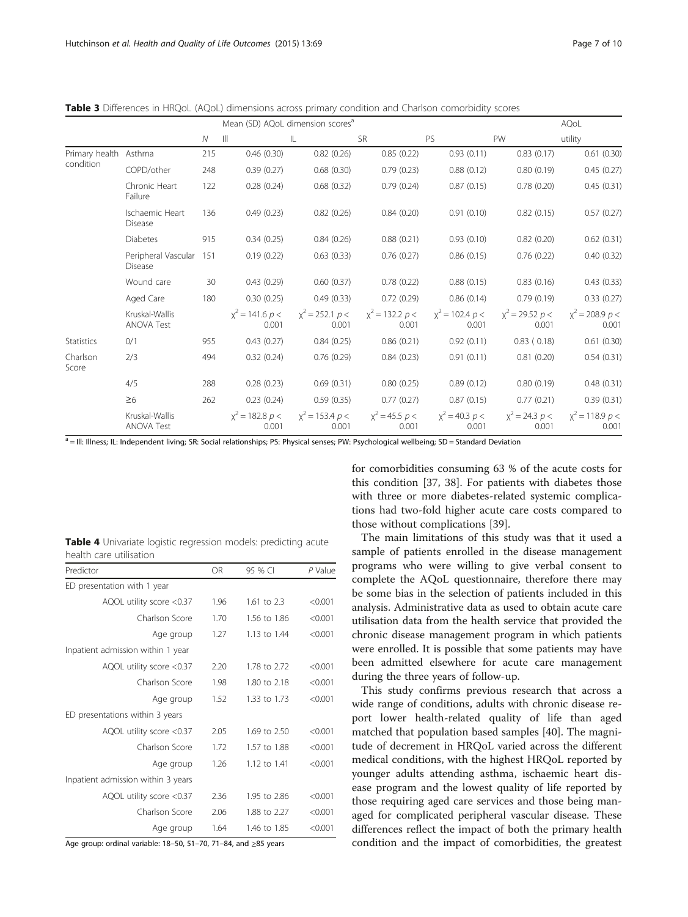**Table 3** Differences in HRQoL (AQoL) dimensions across primary condition and Charlson comorbidity scores

| | | | Mean (SD) AQoL dimension scores[a] | | | | | AQoL |
|---|---|---|---|---|---|---|---|---|
| | | $N$ | Ill | IL | SR | PS | PW | utility |
| Primary health condition | Asthma | 215 | 0.46 (0.30) | 0.82 (0.26) | 0.85 (0.22) | 0.93 (0.11) | 0.83 (0.17) | 0.61 (0.30) |
| | COPD/other | 248 | 0.39 (0.27) | 0.68 (0.30) | 0.79 (0.23) | 0.88 (0.12) | 0.80 (0.19) | 0.45 (0.27) |
| | Chronic Heart Failure | 122 | 0.28 (0.24) | 0.68 (0.32) | 0.79 (0.24) | 0.87 (0.15) | 0.78 (0.20) | 0.45 (0.31) |
| | Ischaemic Heart Disease | 136 | 0.49 (0.23) | 0.82 (0.26) | 0.84 (0.20) | 0.91 (0.10) | 0.82 (0.15) | 0.57 (0.27) |
| | Diabetes | 915 | 0.34 (0.25) | 0.84 (0.26) | 0.88 (0.21) | 0.93 (0.10) | 0.82 (0.20) | 0.62 (0.31) |
| | Peripheral Vascular Disease | 151 | 0.19 (0.22) | 0.63 (0.33) | 0.76 (0.27) | 0.86 (0.15) | 0.76 (0.22) | 0.40 (0.32) |
| | Wound care | 30 | 0.43 (0.29) | 0.60 (0.37) | 0.78 (0.22) | 0.88 (0.15) | 0.83 (0.16) | 0.43 (0.33) |
| | Aged Care | 180 | 0.30 (0.25) | 0.49 (0.33) | 0.72 (0.29) | 0.86 (0.14) | 0.79 (0.19) | 0.33 (0.27) |
| | Kruskal-Wallis ANOVA Test | | $\chi^2 = 141.6$ $p <$ 0.001 | $\chi^2 = 252.1$ $p <$ 0.001 | $\chi^2 = 132.2$ $p <$ 0.001 | $\chi^2 = 102.4$ $p <$ 0.001 | $\chi^2 = 29.52$ $p <$ 0.001 | $\chi^2 = 208.9$ $p <$ 0.001 |
| Statistics Charlson Score | 0/1 | 955 | 0.43 (0.27) | 0.84 (0.25) | 0.86 (0.21) | 0.92 (0.11) | 0.83 ( 0.18) | 0.61 (0.30) |
| | 2/3 | 494 | 0.32 (0.24) | 0.76 (0.29) | 0.84 (0.23) | 0.91 (0.11) | 0.81 (0.20) | 0.54 (0.31) |
| | 4/5 | 288 | 0.28 (0.23) | 0.69 (0.31) | 0.80 (0.25) | 0.89 (0.12) | 0.80 (0.19) | 0.48 (0.31) |
| | ≥6 | 262 | 0.23 (0.24) | 0.59 (0.35) | 0.77 (0.27) | 0.87 (0.15) | 0.77 (0.21) | 0.39 (0.31) |
| | Kruskal-Wallis ANOVA Test | | $\chi^2 = 182.8$ $p <$ 0.001 | $\chi^2 = 153.4$ $p <$ 0.001 | $\chi^2 = 45.5$ $p <$ 0.001 | $\chi^2 = 40.3$ $p <$ 0.001 | $\chi^2 = 24.3$ $p <$ 0.001 | $\chi^2 = 118.9$ $p <$ 0.001 |

[a] = Ill: Illness; IL: Independent living; SR: Social relationships; PS: Physical senses; PW: Psychological wellbeing; SD = Standard Deviation

**Table 4** Univariate logistic regression models: predicting acute health care utilisation

| Predictor | OR | 95 % CI | $P$ Value |
|---|---|---|---|
| ED presentation with 1 year | | | |
| AQOL utility score <0.37 | 1.96 | 1.61 to 2.3 | <0.001 |
| Charlson Score | 1.70 | 1.56 to 1.86 | <0.001 |
| Age group | 1.27 | 1.13 to 1.44 | <0.001 |
| Inpatient admission within 1 year | | | |
| AQOL utility score <0.37 | 2.20 | 1.78 to 2.72 | <0.001 |
| Charlson Score | 1.98 | 1.80 to 2.18 | <0.001 |
| Age group | 1.52 | 1.33 to 1.73 | <0.001 |
| ED presentations within 3 years | | | |
| AQOL utility score <0.37 | 2.05 | 1.69 to 2.50 | <0.001 |
| Charlson Score | 1.72 | 1.57 to 1.88 | <0.001 |
| Age group | 1.26 | 1.12 to 1.41 | <0.001 |
| Inpatient admission within 3 years | | | |
| AQOL utility score <0.37 | 2.36 | 1.95 to 2.86 | <0.001 |
| Charlson Score | 2.06 | 1.88 to 2.27 | <0.001 |
| Age group | 1.64 | 1.46 to 1.85 | <0.001 |

Age group: ordinal variable: 18–50, 51–70, 71–84, and ≥85 years

for comorbidities consuming 63 % of the acute costs for this condition [37, 38]. For patients with diabetes those with three or more diabetes-related systemic complications had two-fold higher acute care costs compared to those without complications [39].

The main limitations of this study was that it used a sample of patients enrolled in the disease management programs who were willing to give verbal consent to complete the AQoL questionnaire, therefore there may be some bias in the selection of patients included in this analysis. Administrative data as used to obtain acute care utilisation data from the health service that provided the chronic disease management program in which patients were enrolled. It is possible that some patients may have been admitted elsewhere for acute care management during the three years of follow-up.

This study confirms previous research that across a wide range of conditions, adults with chronic disease report lower health-related quality of life than aged matched that population based samples [40]. The magnitude of decrement in HRQoL varied across the different medical conditions, with the highest HRQoL reported by younger adults attending asthma, ischaemic heart disease program and the lowest quality of life reported by those requiring aged care services and those being managed for complicated peripheral vascular disease. These differences reflect the impact of both the primary health condition and the impact of comorbidities, the greatest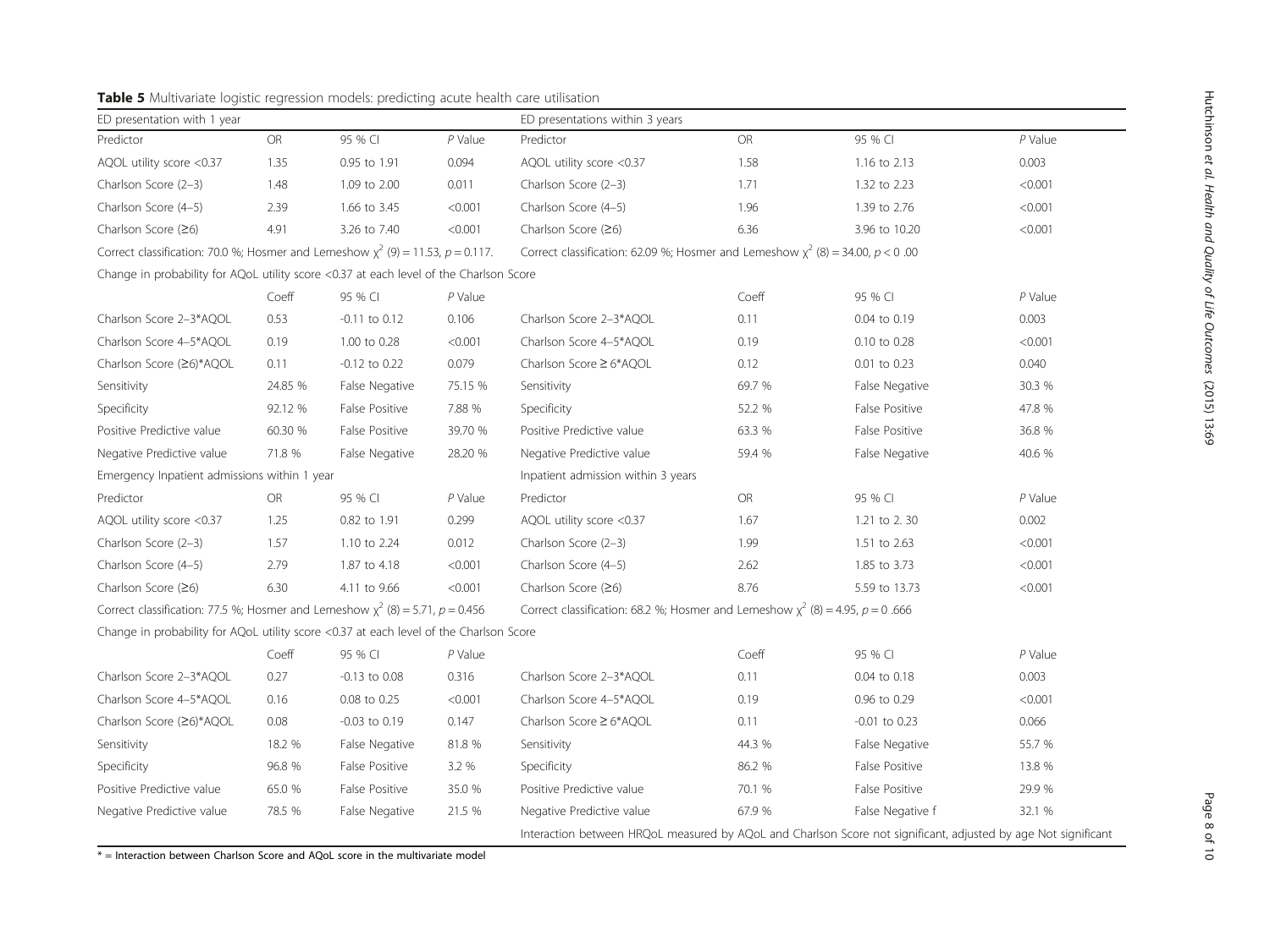**Table 5** Multivariate logistic regression models: predicting acute health care utilisation

| ED presentation with 1 year | | | | ED presentations within 3 years | | | |
|---|---|---|---|---|---|---|---|
| Predictor | OR | 95 % CI | *P* Value | Predictor | OR | 95 % CI | *P* Value |
| AQOL utility score <0.37 | 1.35 | 0.95 to 1.91 | 0.094 | AQOL utility score <0.37 | 1.58 | 1.16 to 2.13 | 0.003 |
| Charlson Score (2–3) | 1.48 | 1.09 to 2.00 | 0.011 | Charlson Score (2–3) | 1.71 | 1.32 to 2.23 | <0.001 |
| Charlson Score (4–5) | 2.39 | 1.66 to 3.45 | <0.001 | Charlson Score (4–5) | 1.96 | 1.39 to 2.76 | <0.001 |
| Charlson Score (≥6) | 4.91 | 3.26 to 7.40 | <0.001 | Charlson Score (≥6) | 6.36 | 3.96 to 10.20 | <0.001 |
| Correct classification: 70.0 %; Hosmer and Lemeshow $\chi^2$ (9) = 11.53, $p = 0.117$. | | | | Correct classification: 62.09 %; Hosmer and Lemeshow $\chi^2$ (8) = 34.00, $p < 0$ .00 | | | |
| Change in probability for AQoL utility score <0.37 at each level of the Charlson Score | | | | | | | |
| | Coeff | 95 % CI | *P* Value | | Coeff | 95 % CI | *P* Value |
| Charlson Score 2–3*AQOL | 0.53 | -0.11 to 0.12 | 0.106 | Charlson Score 2–3*AQOL | 0.11 | 0.04 to 0.19 | 0.003 |
| Charlson Score 4–5*AQOL | 0.19 | 1.00 to 0.28 | <0.001 | Charlson Score 4–5*AQOL | 0.19 | 0.10 to 0.28 | <0.001 |
| Charlson Score (≥6)*AQOL | 0.11 | -0.12 to 0.22 | 0.079 | Charlson Score ≥ 6*AQOL | 0.12 | 0.01 to 0.23 | 0.040 |
| Sensitivity | 24.85 % | False Negative | 75.15 % | Sensitivity | 69.7 % | False Negative | 30.3 % |
| Specificity | 92.12 % | False Positive | 7.88 % | Specificity | 52.2 % | False Positive | 47.8 % |
| Positive Predictive value | 60.30 % | False Positive | 39.70 % | Positive Predictive value | 63.3 % | False Positive | 36.8 % |
| Negative Predictive value | 71.8 % | False Negative | 28.20 % | Negative Predictive value | 59.4 % | False Negative | 40.6 % |
| Emergency Inpatient admissions within 1 year | | | | Inpatient admission within 3 years | | | |
| Predictor | OR | 95 % CI | *P* Value | Predictor | OR | 95 % CI | *P* Value |
| AQOL utility score <0.37 | 1.25 | 0.82 to 1.91 | 0.299 | AQOL utility score <0.37 | 1.67 | 1.21 to 2. 30 | 0.002 |
| Charlson Score (2–3) | 1.57 | 1.10 to 2.24 | 0.012 | Charlson Score (2–3) | 1.99 | 1.51 to 2.63 | <0.001 |
| Charlson Score (4–5) | 2.79 | 1.87 to 4.18 | <0.001 | Charlson Score (4–5) | 2.62 | 1.85 to 3.73 | <0.001 |
| Charlson Score (≥6) | 6.30 | 4.11 to 9.66 | <0.001 | Charlson Score (≥6) | 8.76 | 5.59 to 13.73 | <0.001 |
| Correct classification: 77.5 %; Hosmer and Lemeshow $\chi^2$ (8) = 5.71, $p = 0.456$ | | | | Correct classification: 68.2 %; Hosmer and Lemeshow $\chi^2$ (8) = 4.95, $p = 0$ .666 | | | |
| Change in probability for AQoL utility score <0.37 at each level of the Charlson Score | | | | | | | |
| | Coeff | 95 % CI | *P* Value | | Coeff | 95 % CI | *P* Value |
| Charlson Score 2–3*AQOL | 0.27 | -0.13 to 0.08 | 0.316 | Charlson Score 2–3*AQOL | 0.11 | 0.04 to 0.18 | 0.003 |
| Charlson Score 4–5*AQOL | 0.16 | 0.08 to 0.25 | <0.001 | Charlson Score 4–5*AQOL | 0.19 | 0.96 to 0.29 | <0.001 |
| Charlson Score (≥6)*AQOL | 0.08 | -0.03 to 0.19 | 0.147 | Charlson Score ≥ 6*AQOL | 0.11 | -0.01 to 0.23 | 0.066 |
| Sensitivity | 18.2 % | False Negative | 81.8 % | Sensitivity | 44.3 % | False Negative | 55.7 % |
| Specificity | 96.8 % | False Positive | 3.2 % | Specificity | 86.2 % | False Positive | 13.8 % |
| Positive Predictive value | 65.0 % | False Positive | 35.0 % | Positive Predictive value | 70.1 % | False Positive | 29.9 % |
| Negative Predictive value | 78.5 % | False Negative | 21.5 % | Negative Predictive value | 67.9 % | False Negative f | 32.1 % |
| | | | | Interaction between HRQoL measured by AQoL and Charlson Score not significant, adjusted by age Not significant | | | |

* = Interaction between Charlson Score and AQoL score in the multivariate model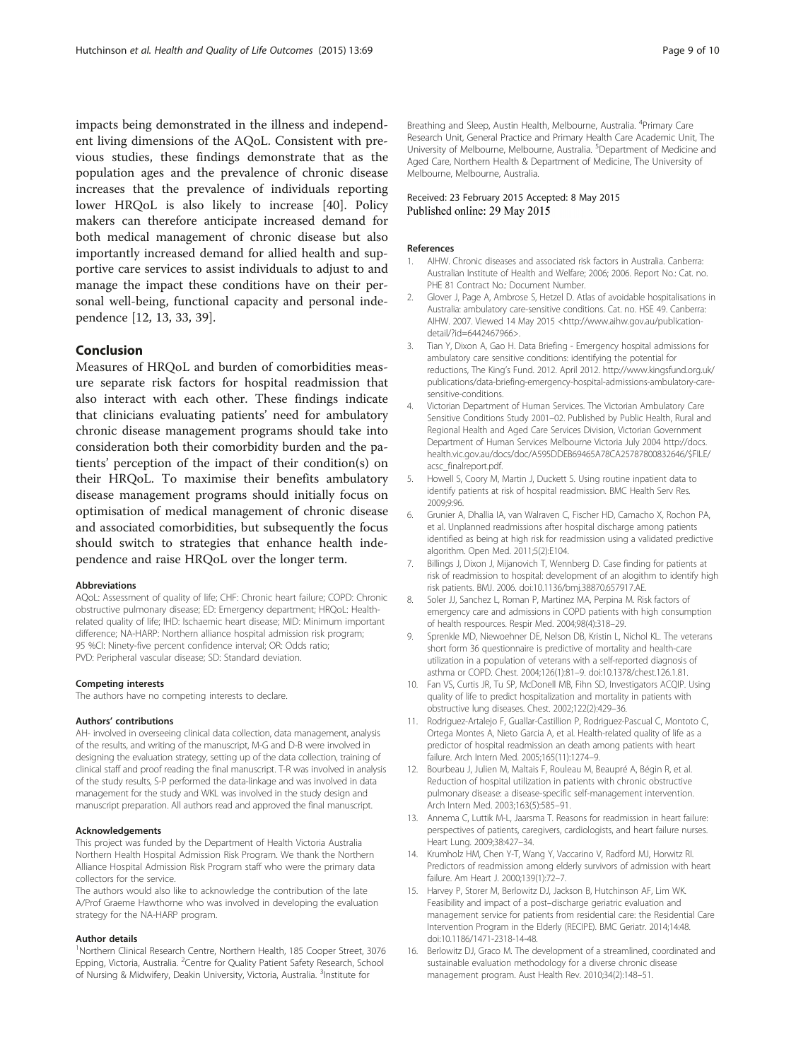impacts being demonstrated in the illness and independent living dimensions of the AQoL. Consistent with previous studies, these findings demonstrate that as the population ages and the prevalence of chronic disease increases that the prevalence of individuals reporting lower HRQoL is also likely to increase [40]. Policy makers can therefore anticipate increased demand for both medical management of chronic disease but also importantly increased demand for allied health and supportive care services to assist individuals to adjust to and manage the impact these conditions have on their personal well-being, functional capacity and personal independence [12, 13, 33, 39].

## Conclusion

Measures of HRQoL and burden of comorbidities measure separate risk factors for hospital readmission that also interact with each other. These findings indicate that clinicians evaluating patients' need for ambulatory chronic disease management programs should take into consideration both their comorbidity burden and the patients' perception of the impact of their condition(s) on their HRQoL. To maximise their benefits ambulatory disease management programs should initially focus on optimisation of medical management of chronic disease and associated comorbidities, but subsequently the focus should switch to strategies that enhance health independence and raise HRQoL over the longer term.

#### Abbreviations

AQoL: Assessment of quality of life; CHF: Chronic heart failure; COPD: Chronic obstructive pulmonary disease; ED: Emergency department; HRQoL: Health-related quality of life; IHD: Ischaemic heart disease; MID: Minimum important difference; NA-HARP: Northern alliance hospital admission risk program; 95 %CI: Ninety-five percent confidence interval; OR: Odds ratio; PVD: Peripheral vascular disease; SD: Standard deviation.

#### Competing interests

The authors have no competing interests to declare.

#### Authors' contributions

AH- involved in overseeing clinical data collection, data management, analysis of the results, and writing of the manuscript, M-G and D-B were involved in designing the evaluation strategy, setting up of the data collection, training of clinical staff and proof reading the final manuscript. T-R was involved in analysis of the study results, S-P performed the data-linkage and was involved in data management for the study and WKL was involved in the study design and manuscript preparation. All authors read and approved the final manuscript.

#### Acknowledgements

This project was funded by the Department of Health Victoria Australia Northern Health Hospital Admission Risk Program. We thank the Northern Alliance Hospital Admission Risk Program staff who were the primary data collectors for the service.

The authors would also like to acknowledge the contribution of the late A/Prof Graeme Hawthorne who was involved in developing the evaluation strategy for the NA-HARP program.

#### Author details

[1]Northern Clinical Research Centre, Northern Health, 185 Cooper Street, 3076 Epping, Victoria, Australia. [2]Centre for Quality Patient Safety Research, School of Nursing & Midwifery, Deakin University, Victoria, Australia. [3]Institute for Breathing and Sleep, Austin Health, Melbourne, Australia. [4]Primary Care Research Unit, General Practice and Primary Health Care Academic Unit, The University of Melbourne, Melbourne, Australia. [5]Department of Medicine and Aged Care, Northern Health & Department of Medicine, The University of Melbourne, Melbourne, Australia.

Received: 23 February 2015 Accepted: 8 May 2015
Published online: 29 May 2015

#### References

1. AIHW. Chronic diseases and associated risk factors in Australia. Canberra: Australian Institute of Health and Welfare; 2006; 2006. Report No.: Cat. no. PHE 81 Contract No.: Document Number.
2. Glover J, Page A, Ambrose S, Hetzel D. Atlas of avoidable hospitalisations in Australia: ambulatory care-sensitive conditions. Cat. no. HSE 49. Canberra: AIHW. 2007. Viewed 14 May 2015 <http://www.aihw.gov.au/publication-detail/?id=6442467966>.
3. Tian Y, Dixon A, Gao H. Data Briefing - Emergency hospital admissions for ambulatory care sensitive conditions: identifying the potential for reductions, The King's Fund. 2012. April 2012. http://www.kingsfund.org.uk/publications/data-briefing-emergency-hospital-admissions-ambulatory-care-sensitive-conditions.
4. Victorian Department of Human Services. The Victorian Ambulatory Care Sensitive Conditions Study 2001–02. Published by Public Health, Rural and Regional Health and Aged Care Services Division, Victorian Government Department of Human Services Melbourne Victoria July 2004 http://docs.health.vic.gov.au/docs/doc/A595DDEB69465A78CA25787800832646/$FILE/acsc_finalreport.pdf.
5. Howell S, Coory M, Martin J, Duckett S. Using routine inpatient data to identify patients at risk of hospital readmission. BMC Health Serv Res. 2009;9:96.
6. Grunier A, Dhallia IA, van Walraven C, Fischer HD, Camacho X, Rochon PA, et al. Unplanned readmissions after hospital discharge among patients identified as being at high risk for readmission using a validated predictive algorithm. Open Med. 2011;5(2):E104.
7. Billings J, Dixon J, Mijanovich T, Wennberg D. Case finding for patients at risk of readmission to hospital: development of an alogithm to identify high risk patients. BMJ. 2006. doi:10.1136/bmj.38870.657917.AE.
8. Soler JJ, Sanchez L, Roman P, Martinez MA, Perpina M. Risk factors of emergency care and admissions in COPD patients with high consumption of health respources. Respir Med. 2004;98(4):318–29.
9. Sprenkle MD, Niewoehner DE, Nelson DB, Kristin L, Nichol KL. The veterans short form 36 questionnaire is predictive of mortality and health-care utilization in a population of veterans with a self-reported diagnosis of asthma or COPD. Chest. 2004;126(1):81–9. doi:10.1378/chest.126.1.81.
10. Fan VS, Curtis JR, Tu SP, McDonell MB, Fihn SD, Investigators ACQIP. Using quality of life to predict hospitalization and mortality in patients with obstructive lung diseases. Chest. 2002;122(2):429–36.
11. Rodriguez-Artalejo F, Guallar-Castillion P, Rodriguez-Pascual C, Montoto C, Ortega Montes A, Nieto Garcia A, et al. Health-related quality of life as a predictor of hospital readmission an death among patients with heart failure. Arch Intern Med. 2005;165(11):1274–9.
12. Bourbeau J, Julien M, Maltais F, Rouleau M, Beaupré A, Bégin R, et al. Reduction of hospital utilization in patients with chronic obstructive pulmonary disease: a disease-specific self-management intervention. Arch Intern Med. 2003;163(5):585–91.
13. Annema C, Luttik M-L, Jaarsma T. Reasons for readmission in heart failure: perspectives of patients, caregivers, cardiologists, and heart failure nurses. Heart Lung. 2009;38:427–34.
14. Krumholz HM, Chen Y-T, Wang Y, Vaccarino V, Radford MJ, Horwitz RI. Predictors of readmission among elderly survivors of admission with heart failure. Am Heart J. 2000;139(1):72–7.
15. Harvey P, Storer M, Berlowitz DJ, Jackson B, Hutchinson AF, Lim WK. Feasibility and impact of a post–discharge geriatric evaluation and management service for patients from residential care: the Residential Care Intervention Program in the Elderly (RECIPE). BMC Geriatr. 2014;14:48. doi:10.1186/1471-2318-14-48.
16. Berlowitz DJ, Graco M. The development of a streamlined, coordinated and sustainable evaluation methodology for a diverse chronic disease management program. Aust Health Rev. 2010;34(2):148–51.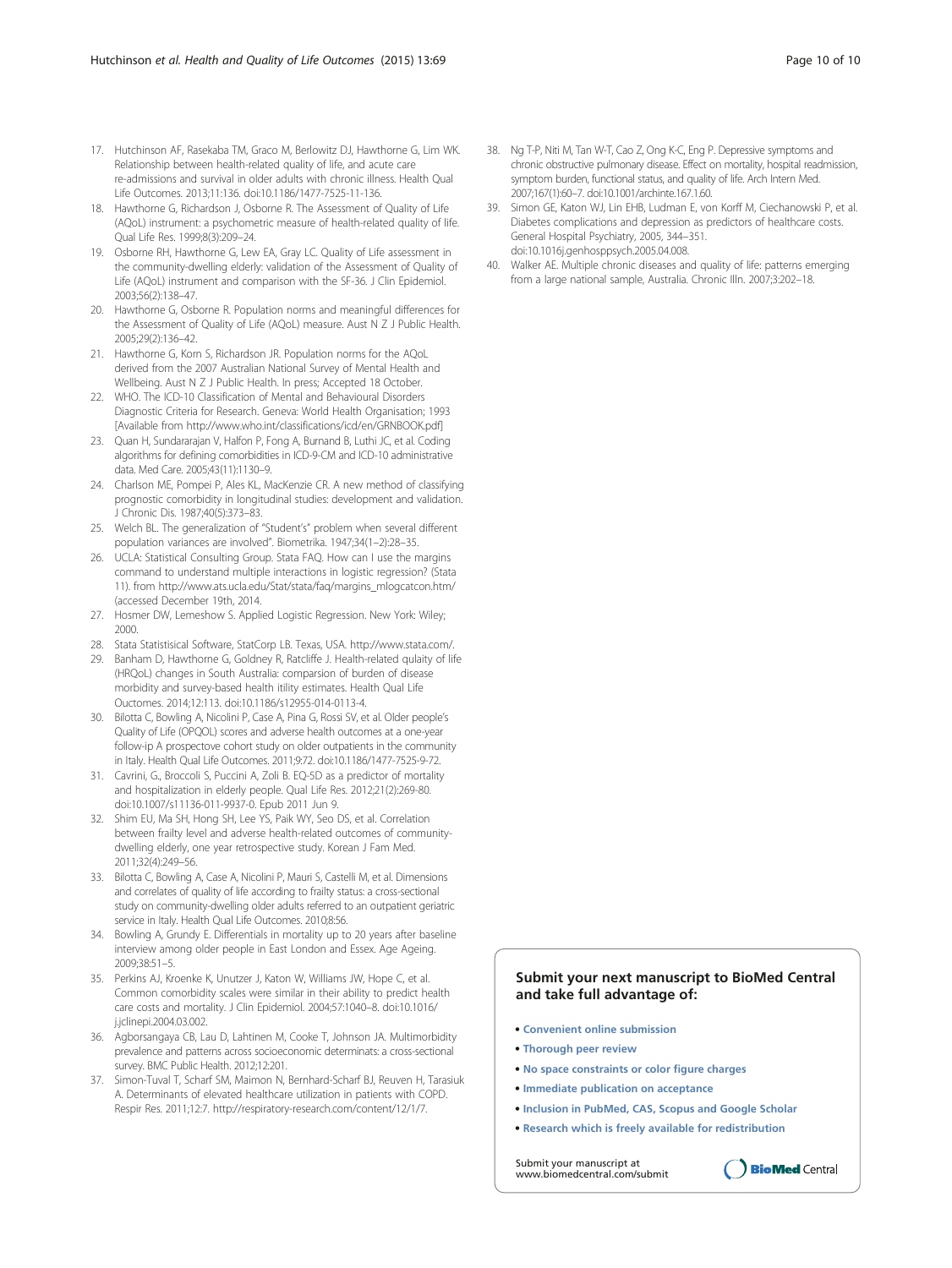17. Hutchinson AF, Rasekaba TM, Graco M, Berlowitz DJ, Hawthorne G, Lim WK. Relationship between health-related quality of life, and acute care re-admissions and survival in older adults with chronic illness. Health Qual Life Outcomes. 2013;11:136. doi:10.1186/1477-7525-11-136.
18. Hawthorne G, Richardson J, Osborne R. The Assessment of Quality of Life (AQoL) instrument: a psychometric measure of health-related quality of life. Qual Life Res. 1999;8(3):209–24.
19. Osborne RH, Hawthorne G, Lew EA, Gray LC. Quality of Life assessment in the community-dwelling elderly: validation of the Assessment of Quality of Life (AQoL) instrument and comparison with the SF-36. J Clin Epidemiol. 2003;56(2):138–47.
20. Hawthorne G, Osborne R. Population norms and meaningful differences for the Assessment of Quality of Life (AQoL) measure. Aust N Z J Public Health. 2005;29(2):136–42.
21. Hawthorne G, Korn S, Richardson JR. Population norms for the AQoL derived from the 2007 Australian National Survey of Mental Health and Wellbeing. Aust N Z J Public Health. In press; Accepted 18 October.
22. WHO. The ICD-10 Classification of Mental and Behavioural Disorders Diagnostic Criteria for Research. Geneva: World Health Organisation; 1993 [Available from http://www.who.int/classifications/icd/en/GRNBOOK.pdf]
23. Quan H, Sundararajan V, Halfon P, Fong A, Burnand B, Luthi JC, et al. Coding algorithms for defining comorbidities in ICD-9-CM and ICD-10 administrative data. Med Care. 2005;43(11):1130–9.
24. Charlson ME, Pompei P, Ales KL, MacKenzie CR. A new method of classifying prognostic comorbidity in longitudinal studies: development and validation. J Chronic Dis. 1987;40(5):373–83.
25. Welch BL. The generalization of "Student's" problem when several different population variances are involved". Biometrika. 1947;34(1–2):28–35.
26. UCLA: Statistical Consulting Group. Stata FAQ. How can I use the margins command to understand multiple interactions in logistic regression? (Stata 11). from http://www.ats.ucla.edu/Stat/stata/faq/margins_mlogcatcon.htm/ (accessed December 19th, 2014.
27. Hosmer DW, Lemeshow S. Applied Logistic Regression. New York: Wiley; 2000.
28. Stata Statistisical Software, StatCorp LB. Texas, USA. http://www.stata.com/.
29. Banham D, Hawthorne G, Goldney R, Ratcliffe J. Health-related qulaity of life (HRQoL) changes in South Australia: comparsion of burden of disease morbidity and survey-based health itility estimates. Health Qual Life Ouctomes. 2014;12:113. doi:10.1186/s12955-014-0113-4.
30. Bilotta C, Bowling A, Nicolini P, Case A, Pina G, Rossi SV, et al. Older people's Quality of Life (OPQOL) scores and adverse health outcomes at a one-year follow-ip A prospectove cohort study on older outpatients in the community in Italy. Health Qual Life Outcomes. 2011;9:72. doi:10.1186/1477-7525-9-72.
31. Cavrini, G., Broccoli S, Puccini A, Zoli B. EQ-5D as a predictor of mortality and hospitalization in elderly people. Qual Life Res. 2012;21(2):269-80. doi:10.1007/s11136-011-9937-0. Epub 2011 Jun 9.
32. Shim EU, Ma SH, Hong SH, Lee YS, Paik WY, Seo DS, et al. Correlation between frailty level and adverse health-related outcomes of community-dwelling elderly, one year retrospective study. Korean J Fam Med. 2011;32(4):249–56.
33. Bilotta C, Bowling A, Case A, Nicolini P, Mauri S, Castelli M, et al. Dimensions and correlates of quality of life according to frailty status: a cross-sectional study on community-dwelling older adults referred to an outpatient geriatric service in Italy. Health Qual Life Outcomes. 2010;8:56.
34. Bowling A, Grundy E. Differentials in mortality up to 20 years after baseline interview among older people in East London and Essex. Age Ageing. 2009;38:51–5.
35. Perkins AJ, Kroenke K, Unutzer J, Katon W, Williams JW, Hope C, et al. Common comorbidity scales were similar in their ability to predict health care costs and mortality. J Clin Epidemiol. 2004;57:1040–8. doi:10.1016/j.jclinepi.2004.03.002.
36. Agborsangaya CB, Lau D, Lahtinen M, Cooke T, Johnson JA. Multimorbidity prevalence and patterns across socioeconomic determinats: a cross-sectional survey. BMC Public Health. 2012;12:201.
37. Simon-Tuval T, Scharf SM, Maimon N, Bernhard-Scharf BJ, Reuven H, Tarasiuk A. Determinants of elevated healthcare utilization in patients with COPD. Respir Res. 2011;12:7. http://respiratory-research.com/content/12/1/7.
38. Ng T-P, Niti M, Tan W-T, Cao Z, Ong K-C, Eng P. Depressive symptoms and chronic obstructive pulmonary disease. Effect on mortality, hospital readmission, symptom burden, functional status, and quality of life. Arch Intern Med. 2007;167(1):60–7. doi:10.1001/archinte.167.1.60.
39. Simon GE, Katon WJ, Lin EHB, Ludman E, von Korff M, Ciechanowski P, et al. Diabetes complications and depression as predictors of healthcare costs. General Hospital Psychiatry, 2005, 344–351. doi:10.1016j.genhosppsych.2005.04.008.
40. Walker AE. Multiple chronic diseases and quality of life: patterns emerging from a large national sample, Australia. Chronic Illn. 2007;3:202–18.

**Submit your next manuscript to BioMed Central and take full advantage of:**

- **Convenient online submission**
- **Thorough peer review**
- **No space constraints or color figure charges**
- **Immediate publication on acceptance**
- **Inclusion in PubMed, CAS, Scopus and Google Scholar**
- **Research which is freely available for redistribution**

Submit your manuscript at
www.biomedcentral.com/submit

BioMed Central